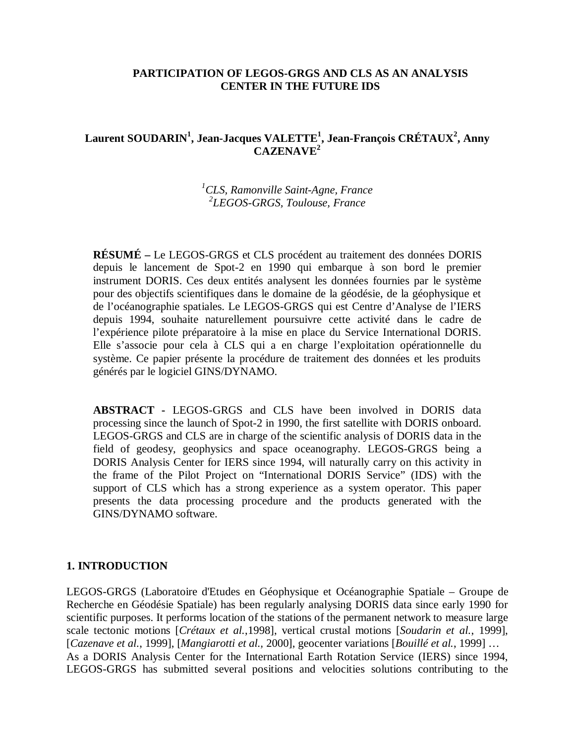# PARTICIPATION OF LEGOS-GRGS AND CLS AS AN ANALYSIS CENTER IN THE FUTURE IDS

**Laurent SOUDARIN[1], Jean-Jacques VALETTE[1], Jean-François CRÉTAUX[2], Anny CAZENAVE[2]**

[1]*CLS, Ramonville Saint-Agne, France*
[2]*LEGOS-GRGS, Toulouse, France*

**RÉSUMÉ –** Le LEGOS-GRGS et CLS procèdent au traitement des données DORIS depuis le lancement de Spot-2 en 1990 qui embarque à son bord le premier instrument DORIS. Ces deux entités analysent les données fournies par le système pour des objectifs scientifiques dans le domaine de la géodésie, de la géophysique et de l'océanographie spatiales. Le LEGOS-GRGS qui est Centre d'Analyse de l'IERS depuis 1994, souhaite naturellement poursuivre cette activité dans le cadre de l'expérience pilote préparatoire à la mise en place du Service International DORIS. Elle s'associe pour cela à CLS qui a en charge l'exploitation opérationnelle du système. Ce papier présente la procédure de traitement des données et les produits générés par le logiciel GINS/DYNAMO.

**ABSTRACT -** LEGOS-GRGS and CLS have been involved in DORIS data processing since the launch of Spot-2 in 1990, the first satellite with DORIS onboard. LEGOS-GRGS and CLS are in charge of the scientific analysis of DORIS data in the field of geodesy, geophysics and space oceanography. LEGOS-GRGS being a DORIS Analysis Center for IERS since 1994, will naturally carry on this activity in the frame of the Pilot Project on "International DORIS Service" (IDS) with the support of CLS which has a strong experience as a system operator. This paper presents the data processing procedure and the products generated with the GINS/DYNAMO software.

## 1. INTRODUCTION

LEGOS-GRGS (Laboratoire d'Etudes en Géophysique et Océanographie Spatiale – Groupe de Recherche en Géodésie Spatiale) has been regularly analysing DORIS data since early 1990 for scientific purposes. It performs location of the stations of the permanent network to measure large scale tectonic motions [*Crétaux et al.*,1998], vertical crustal motions [*Soudarin et al.*, 1999], [*Cazenave et al.*, 1999], [*Mangiarotti et al.*, 2000], geocenter variations [*Bouillé et al.*, 1999] …
As a DORIS Analysis Center for the International Earth Rotation Service (IERS) since 1994, LEGOS-GRGS has submitted several positions and velocities solutions contributing to the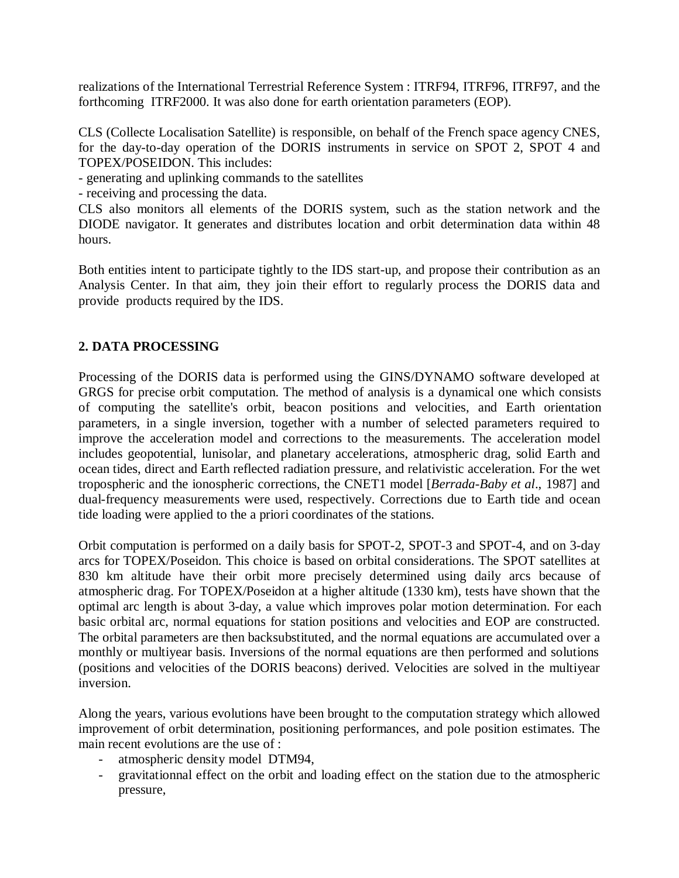realizations of the International Terrestrial Reference System : ITRF94, ITRF96, ITRF97, and the forthcoming ITRF2000. It was also done for earth orientation parameters (EOP).

CLS (Collecte Localisation Satellite) is responsible, on behalf of the French space agency CNES, for the day-to-day operation of the DORIS instruments in service on SPOT 2, SPOT 4 and TOPEX/POSEIDON. This includes:

- generating and uplinking commands to the satellites
- receiving and processing the data.

CLS also monitors all elements of the DORIS system, such as the station network and the DIODE navigator. It generates and distributes location and orbit determination data within 48 hours.

Both entities intent to participate tightly to the IDS start-up, and propose their contribution as an Analysis Center. In that aim, they join their effort to regularly process the DORIS data and provide products required by the IDS.

## 2. DATA PROCESSING

Processing of the DORIS data is performed using the GINS/DYNAMO software developed at GRGS for precise orbit computation. The method of analysis is a dynamical one which consists of computing the satellite's orbit, beacon positions and velocities, and Earth orientation parameters, in a single inversion, together with a number of selected parameters required to improve the acceleration model and corrections to the measurements. The acceleration model includes geopotential, lunisolar, and planetary accelerations, atmospheric drag, solid Earth and ocean tides, direct and Earth reflected radiation pressure, and relativistic acceleration. For the wet tropospheric and the ionospheric corrections, the CNET1 model [*Berrada-Baby et al*., 1987] and dual-frequency measurements were used, respectively. Corrections due to Earth tide and ocean tide loading were applied to the a priori coordinates of the stations.

Orbit computation is performed on a daily basis for SPOT-2, SPOT-3 and SPOT-4, and on 3-day arcs for TOPEX/Poseidon. This choice is based on orbital considerations. The SPOT satellites at 830 km altitude have their orbit more precisely determined using daily arcs because of atmospheric drag. For TOPEX/Poseidon at a higher altitude (1330 km), tests have shown that the optimal arc length is about 3-day, a value which improves polar motion determination. For each basic orbital arc, normal equations for station positions and velocities and EOP are constructed. The orbital parameters are then backsubstituted, and the normal equations are accumulated over a monthly or multiyear basis. Inversions of the normal equations are then performed and solutions (positions and velocities of the DORIS beacons) derived. Velocities are solved in the multiyear inversion.

Along the years, various evolutions have been brought to the computation strategy which allowed improvement of orbit determination, positioning performances, and pole position estimates. The main recent evolutions are the use of :

- atmospheric density model DTM94,
- gravitationnal effect on the orbit and loading effect on the station due to the atmospheric pressure,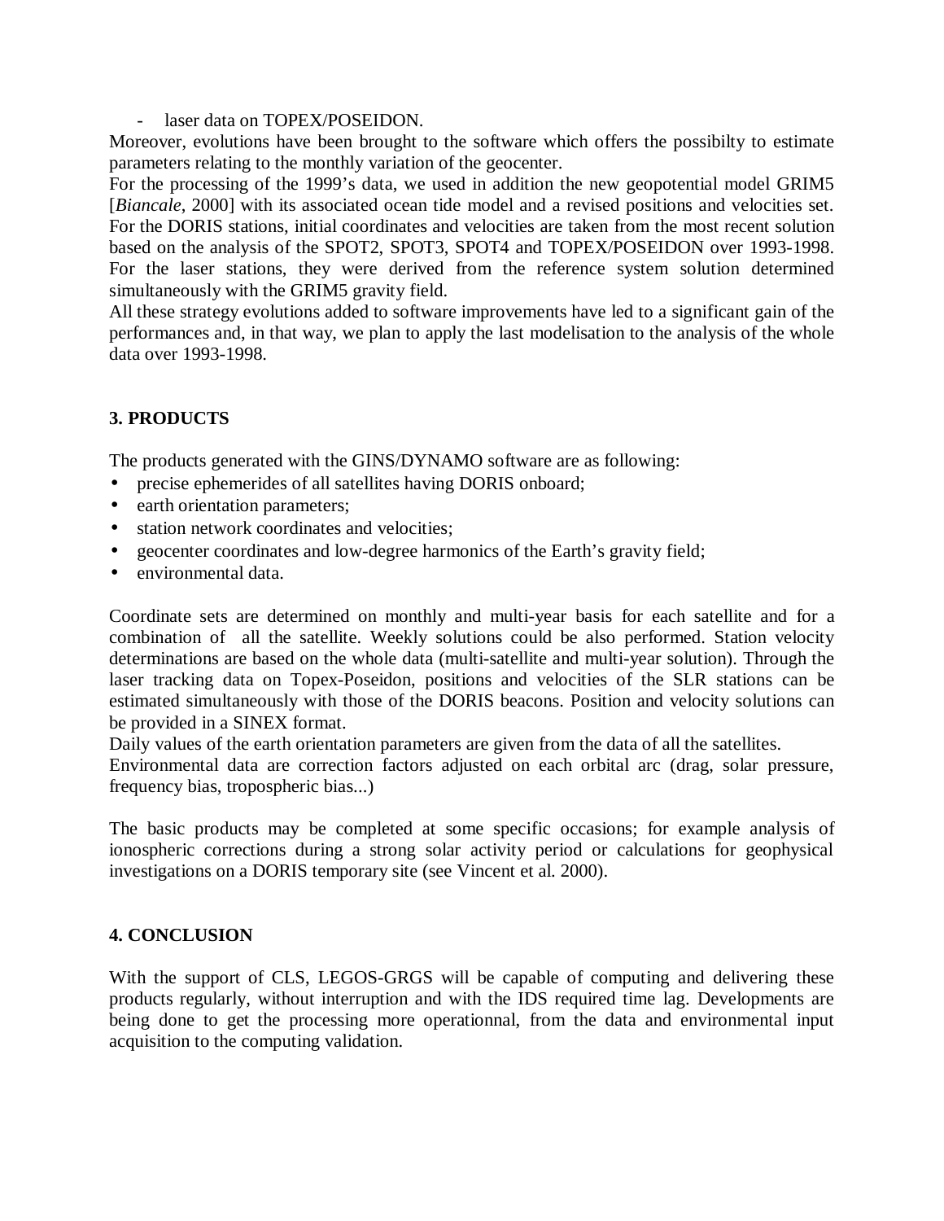- laser data on TOPEX/POSEIDON.

Moreover, evolutions have been brought to the software which offers the possibilty to estimate parameters relating to the monthly variation of the geocenter.

For the processing of the 1999's data, we used in addition the new geopotential model GRIM5 [*Biancale*, 2000] with its associated ocean tide model and a revised positions and velocities set. For the DORIS stations, initial coordinates and velocities are taken from the most recent solution based on the analysis of the SPOT2, SPOT3, SPOT4 and TOPEX/POSEIDON over 1993-1998. For the laser stations, they were derived from the reference system solution determined simultaneously with the GRIM5 gravity field.

All these strategy evolutions added to software improvements have led to a significant gain of the performances and, in that way, we plan to apply the last modelisation to the analysis of the whole data over 1993-1998.

## 3. PRODUCTS

The products generated with the GINS/DYNAMO software are as following:

- precise ephemerides of all satellites having DORIS onboard;
- earth orientation parameters;
- station network coordinates and velocities;
- geocenter coordinates and low-degree harmonics of the Earth's gravity field;
- environmental data.

Coordinate sets are determined on monthly and multi-year basis for each satellite and for a combination of all the satellite. Weekly solutions could be also performed. Station velocity determinations are based on the whole data (multi-satellite and multi-year solution). Through the laser tracking data on Topex-Poseidon, positions and velocities of the SLR stations can be estimated simultaneously with those of the DORIS beacons. Position and velocity solutions can be provided in a SINEX format.

Daily values of the earth orientation parameters are given from the data of all the satellites.

Environmental data are correction factors adjusted on each orbital arc (drag, solar pressure, frequency bias, tropospheric bias...)

The basic products may be completed at some specific occasions; for example analysis of ionospheric corrections during a strong solar activity period or calculations for geophysical investigations on a DORIS temporary site (see Vincent et al. 2000).

## 4. CONCLUSION

With the support of CLS, LEGOS-GRGS will be capable of computing and delivering these products regularly, without interruption and with the IDS required time lag. Developments are being done to get the processing more operationnal, from the data and environmental input acquisition to the computing validation.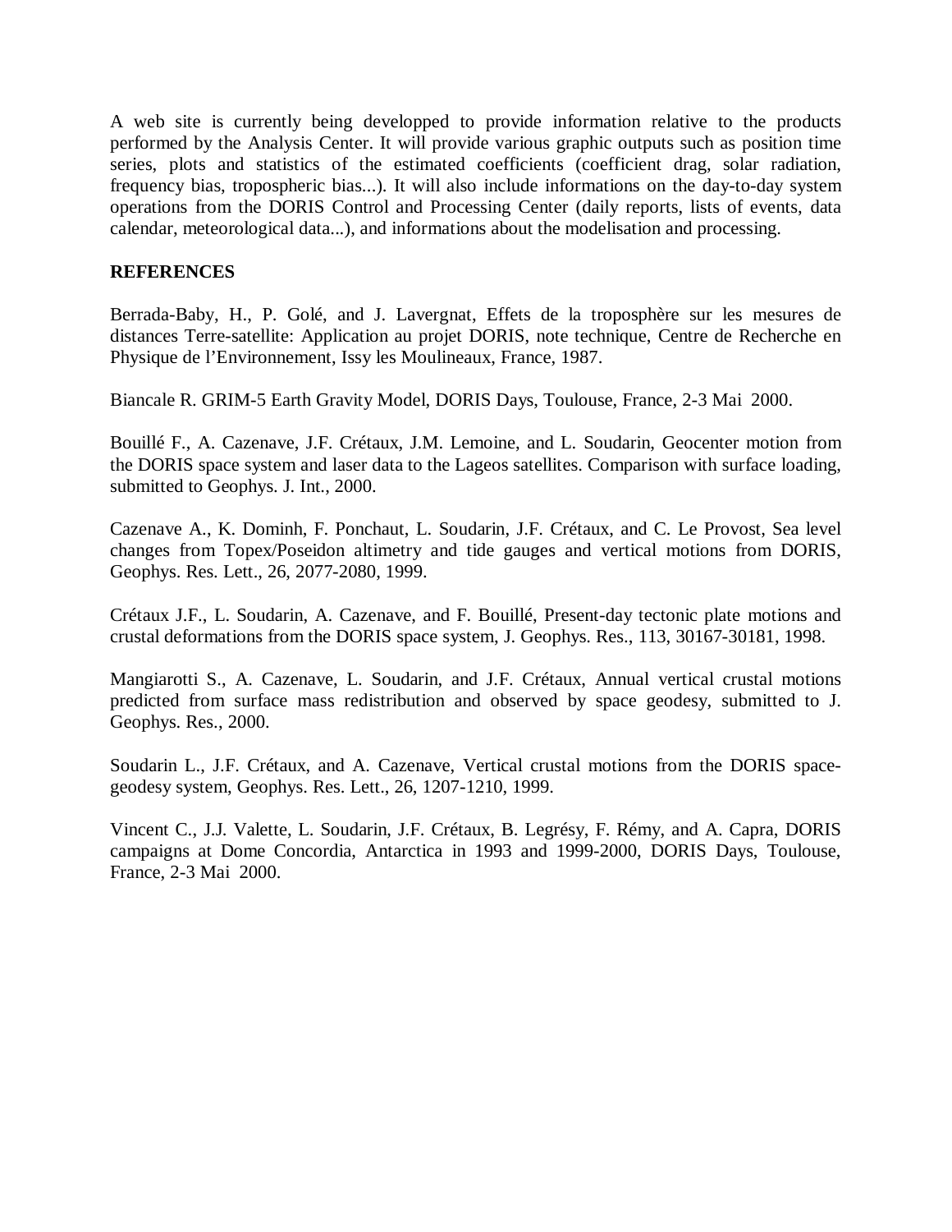A web site is currently being developped to provide information relative to the products performed by the Analysis Center. It will provide various graphic outputs such as position time series, plots and statistics of the estimated coefficients (coefficient drag, solar radiation, frequency bias, tropospheric bias...). It will also include informations on the day-to-day system operations from the DORIS Control and Processing Center (daily reports, lists of events, data calendar, meteorological data...), and informations about the modelisation and processing.

## REFERENCES

Berrada-Baby, H., P. Golé, and J. Lavergnat, Effets de la troposphère sur les mesures de distances Terre-satellite: Application au projet DORIS, note technique, Centre de Recherche en Physique de l'Environnement, Issy les Moulineaux, France, 1987.

Biancale R. GRIM-5 Earth Gravity Model, DORIS Days, Toulouse, France, 2-3 Mai 2000.

Bouillé F., A. Cazenave, J.F. Crétaux, J.M. Lemoine, and L. Soudarin, Geocenter motion from the DORIS space system and laser data to the Lageos satellites. Comparison with surface loading, submitted to Geophys. J. Int., 2000.

Cazenave A., K. Dominh, F. Ponchaut, L. Soudarin, J.F. Crétaux, and C. Le Provost, Sea level changes from Topex/Poseidon altimetry and tide gauges and vertical motions from DORIS, Geophys. Res. Lett., 26, 2077-2080, 1999.

Crétaux J.F., L. Soudarin, A. Cazenave, and F. Bouillé, Present-day tectonic plate motions and crustal deformations from the DORIS space system, J. Geophys. Res., 113, 30167-30181, 1998.

Mangiarotti S., A. Cazenave, L. Soudarin, and J.F. Crétaux, Annual vertical crustal motions predicted from surface mass redistribution and observed by space geodesy, submitted to J. Geophys. Res., 2000.

Soudarin L., J.F. Crétaux, and A. Cazenave, Vertical crustal motions from the DORIS space-geodesy system, Geophys. Res. Lett., 26, 1207-1210, 1999.

Vincent C., J.J. Valette, L. Soudarin, J.F. Crétaux, B. Legrésy, F. Rémy, and A. Capra, DORIS campaigns at Dome Concordia, Antarctica in 1993 and 1999-2000, DORIS Days, Toulouse, France, 2-3 Mai 2000.